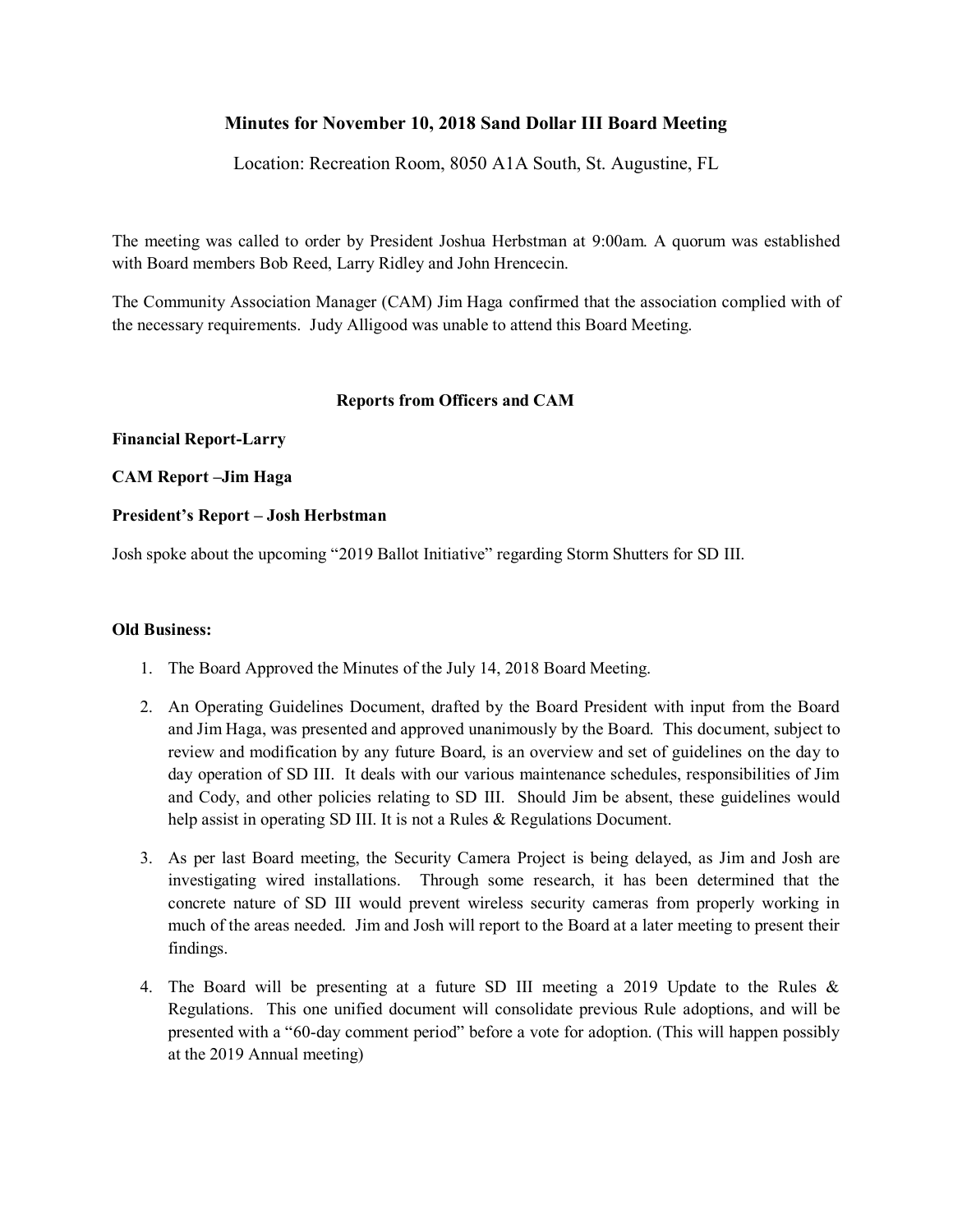# Minutes for November 10, 2018 Sand Dollar III Board Meeting

Location: Recreation Room, 8050 A1A South, St. Augustine, FL

The meeting was called to order by President Joshua Herbstman at 9:00am. A quorum was established with Board members Bob Reed, Larry Ridley and John Hrencecin.

The Community Association Manager (CAM) Jim Haga confirmed that the association complied with of the necessary requirements. Judy Alligood was unable to attend this Board Meeting.

### Reports from Officers and CAM

**Financial Report-Larry**

**CAM Report –Jim Haga**

**President's Report – Josh Herbstman**

Josh spoke about the upcoming "2019 Ballot Initiative" regarding Storm Shutters for SD III.

**Old Business:**

1. The Board Approved the Minutes of the July 14, 2018 Board Meeting.
2. An Operating Guidelines Document, drafted by the Board President with input from the Board and Jim Haga, was presented and approved unanimously by the Board. This document, subject to review and modification by any future Board, is an overview and set of guidelines on the day to day operation of SD III. It deals with our various maintenance schedules, responsibilities of Jim and Cody, and other policies relating to SD III. Should Jim be absent, these guidelines would help assist in operating SD III. It is not a Rules & Regulations Document.
3. As per last Board meeting, the Security Camera Project is being delayed, as Jim and Josh are investigating wired installations. Through some research, it has been determined that the concrete nature of SD III would prevent wireless security cameras from properly working in much of the areas needed. Jim and Josh will report to the Board at a later meeting to present their findings.
4. The Board will be presenting at a future SD III meeting a 2019 Update to the Rules & Regulations. This one unified document will consolidate previous Rule adoptions, and will be presented with a "60-day comment period" before a vote for adoption. (This will happen possibly at the 2019 Annual meeting)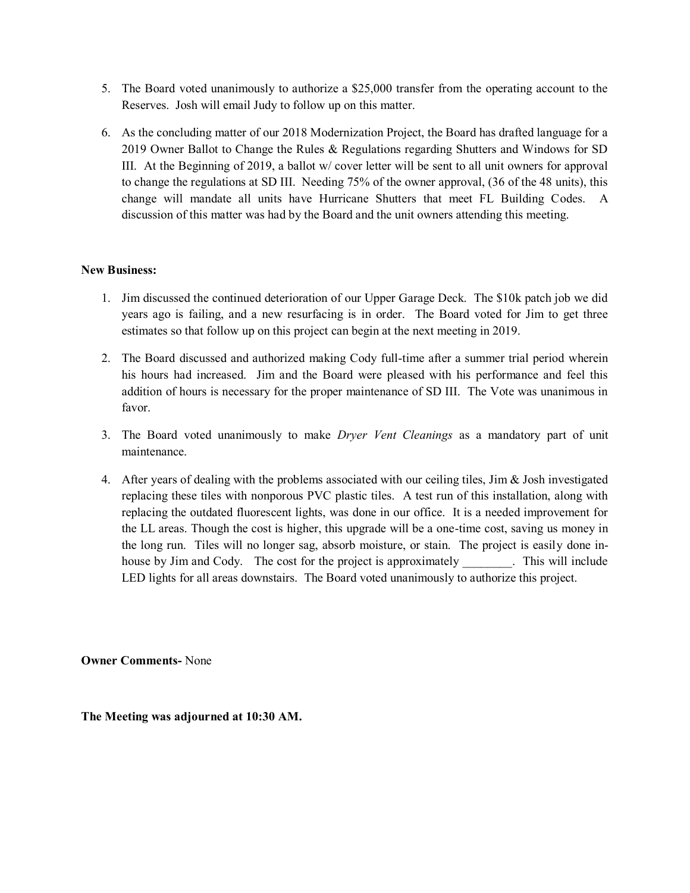5. The Board voted unanimously to authorize a $25,000 transfer from the operating account to the Reserves. Josh will email Judy to follow up on this matter.

6. As the concluding matter of our 2018 Modernization Project, the Board has drafted language for a 2019 Owner Ballot to Change the Rules & Regulations regarding Shutters and Windows for SD III. At the Beginning of 2019, a ballot w/ cover letter will be sent to all unit owners for approval to change the regulations at SD III. Needing 75% of the owner approval, (36 of the 48 units), this change will mandate all units have Hurricane Shutters that meet FL Building Codes. A discussion of this matter was had by the Board and the unit owners attending this meeting.

**New Business:**

1. Jim discussed the continued deterioration of our Upper Garage Deck. The $10k patch job we did years ago is failing, and a new resurfacing is in order. The Board voted for Jim to get three estimates so that follow up on this project can begin at the next meeting in 2019.

2. The Board discussed and authorized making Cody full-time after a summer trial period wherein his hours had increased. Jim and the Board were pleased with his performance and feel this addition of hours is necessary for the proper maintenance of SD III. The Vote was unanimous in favor.

3. The Board voted unanimously to make *Dryer Vent Cleanings* as a mandatory part of unit maintenance.

4. After years of dealing with the problems associated with our ceiling tiles, Jim & Josh investigated replacing these tiles with nonporous PVC plastic tiles. A test run of this installation, along with replacing the outdated fluorescent lights, was done in our office. It is a needed improvement for the LL areas. Though the cost is higher, this upgrade will be a one-time cost, saving us money in the long run. Tiles will no longer sag, absorb moisture, or stain. The project is easily done in-house by Jim and Cody. The cost for the project is approximately ________. This will include LED lights for all areas downstairs. The Board voted unanimously to authorize this project.

**Owner Comments-** None

**The Meeting was adjourned at 10:30 AM.**